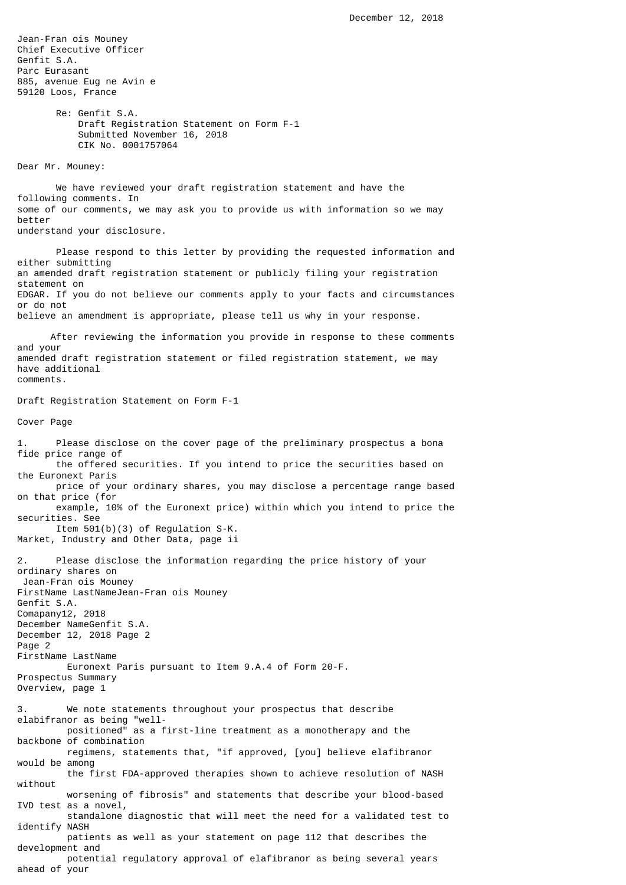December 12, 2018

Jean-Fran ois Mouney
Chief Executive Officer
Genfit S.A.
Parc Eurasant
885, avenue Eug ne Avin e
59120 Loos, France

Re: Genfit S.A.
Draft Registration Statement on Form F-1
Submitted November 16, 2018
CIK No. 0001757064

Dear Mr. Mouney:

We have reviewed your draft registration statement and have the following comments. In some of our comments, we may ask you to provide us with information so we may better understand your disclosure.

Please respond to this letter by providing the requested information and either submitting an amended draft registration statement or publicly filing your registration statement on EDGAR. If you do not believe our comments apply to your facts and circumstances or do not believe an amendment is appropriate, please tell us why in your response.

After reviewing the information you provide in response to these comments and your amended draft registration statement or filed registration statement, we may have additional comments.

Draft Registration Statement on Form F-1

Cover Page

1. Please disclose on the cover page of the preliminary prospectus a bona fide price range of the offered securities. If you intend to price the securities based on the Euronext Paris price of your ordinary shares, you may disclose a percentage range based on that price (for example, 10% of the Euronext price) within which you intend to price the securities. See Item 501(b)(3) of Regulation S-K.

Market, Industry and Other Data, page ii

2. Please disclose the information regarding the price history of your ordinary shares on Euronext Paris pursuant to Item 9.A.4 of Form 20-F.

Prospectus Summary
Overview, page 1

3. We note statements throughout your prospectus that describe elabifranor as being "well-positioned" as a first-line treatment as a monotherapy and the backbone of combination regimens, statements that, "if approved, [you] believe elafibranor would be among the first FDA-approved therapies shown to achieve resolution of NASH without worsening of fibrosis" and statements that describe your blood-based IVD test as a novel, standalone diagnostic that will meet the need for a validated test to identify NASH patients as well as your statement on page 112 that describes the development and potential regulatory approval of elafibranor as being several years ahead of your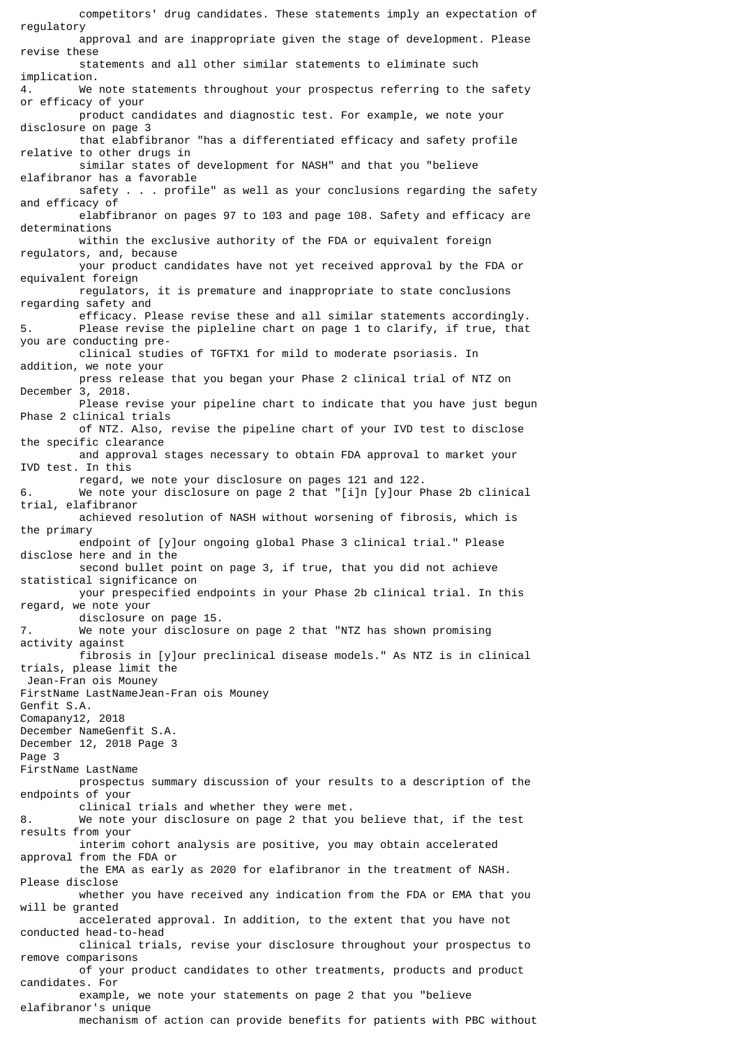competitors' drug candidates. These statements imply an expectation of regulatory approval and are inappropriate given the stage of development. Please revise these statements and all other similar statements to eliminate such implication.

4. We note statements throughout your prospectus referring to the safety or efficacy of your product candidates and diagnostic test. For example, we note your disclosure on page 3 that elabfibranor "has a differentiated efficacy and safety profile relative to other drugs in similar states of development for NASH" and that you "believe elafibranor has a favorable safety . . . profile" as well as your conclusions regarding the safety and efficacy of elabfibranor on pages 97 to 103 and page 108. Safety and efficacy are determinations within the exclusive authority of the FDA or equivalent foreign regulators, and, because your product candidates have not yet received approval by the FDA or equivalent foreign regulators, it is premature and inappropriate to state conclusions regarding safety and efficacy. Please revise these and all similar statements accordingly.

5. Please revise the pipleline chart on page 1 to clarify, if true, that you are conducting pre-clinical studies of TGFTX1 for mild to moderate psoriasis. In addition, we note your press release that you began your Phase 2 clinical trial of NTZ on December 3, 2018. Please revise your pipeline chart to indicate that you have just begun Phase 2 clinical trials of NTZ. Also, revise the pipeline chart of your IVD test to disclose the specific clearance and approval stages necessary to obtain FDA approval to market your IVD test. In this regard, we note your disclosure on pages 121 and 122.

6. We note your disclosure on page 2 that "[i]n [y]our Phase 2b clinical trial, elafibranor achieved resolution of NASH without worsening of fibrosis, which is the primary endpoint of [y]our ongoing global Phase 3 clinical trial." Please disclose here and in the second bullet point on page 3, if true, that you did not achieve statistical significance on your prespecified endpoints in your Phase 2b clinical trial. In this regard, we note your disclosure on page 15.

7. We note your disclosure on page 2 that "NTZ has shown promising activity against fibrosis in [y]our preclinical disease models." As NTZ is in clinical trials, please limit the prospectus summary discussion of your results to a description of the endpoints of your clinical trials and whether they were met.

8. We note your disclosure on page 2 that you believe that, if the test results from your interim cohort analysis are positive, you may obtain accelerated approval from the FDA or the EMA as early as 2020 for elafibranor in the treatment of NASH. Please disclose whether you have received any indication from the FDA or EMA that you will be granted accelerated approval. In addition, to the extent that you have not conducted head-to-head clinical trials, revise your disclosure throughout your prospectus to remove comparisons of your product candidates to other treatments, products and product candidates. For example, we note your statements on page 2 that you "believe elafibranor's unique mechanism of action can provide benefits for patients with PBC without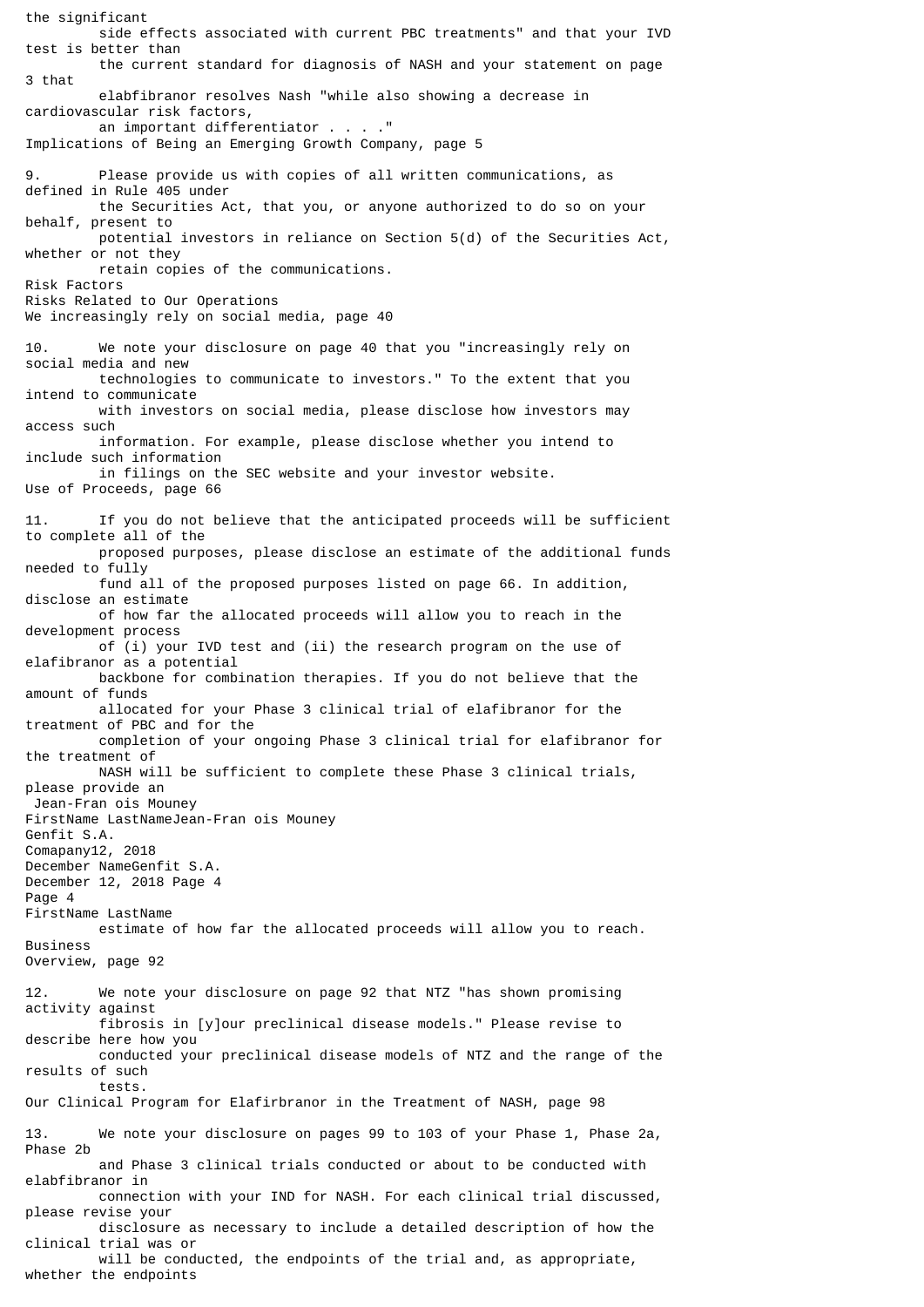the significant side effects associated with current PBC treatments" and that your IVD test is better than the current standard for diagnosis of NASH and your statement on page 3 that elabfibranor resolves Nash "while also showing a decrease in cardiovascular risk factors, an important differentiator . . . ."

Implications of Being an Emerging Growth Company, page 5

9. Please provide us with copies of all written communications, as defined in Rule 405 under the Securities Act, that you, or anyone authorized to do so on your behalf, present to potential investors in reliance on Section 5(d) of the Securities Act, whether or not they retain copies of the communications.

Risk Factors
Risks Related to Our Operations
We increasingly rely on social media, page 40

10. We note your disclosure on page 40 that you "increasingly rely on social media and new technologies to communicate to investors." To the extent that you intend to communicate with investors on social media, please disclose how investors may access such information. For example, please disclose whether you intend to include such information in filings on the SEC website and your investor website.

Use of Proceeds, page 66

11. If you do not believe that the anticipated proceeds will be sufficient to complete all of the proposed purposes, please disclose an estimate of the additional funds needed to fully fund all of the proposed purposes listed on page 66. In addition, disclose an estimate of how far the allocated proceeds will allow you to reach in the development process of (i) your IVD test and (ii) the research program on the use of elafibranor as a potential backbone for combination therapies. If you do not believe that the amount of funds allocated for your Phase 3 clinical trial of elafibranor for the treatment of PBC and for the completion of your ongoing Phase 3 clinical trial for elafibranor for the treatment of NASH will be sufficient to complete these Phase 3 clinical trials, please provide an estimate of how far the allocated proceeds will allow you to reach.

Business
Overview, page 92

12. We note your disclosure on page 92 that NTZ "has shown promising activity against fibrosis in [y]our preclinical disease models." Please revise to describe here how you conducted your preclinical disease models of NTZ and the range of the results of such tests.

Our Clinical Program for Elafirbranor in the Treatment of NASH, page 98

13. We note your disclosure on pages 99 to 103 of your Phase 1, Phase 2a, Phase 2b and Phase 3 clinical trials conducted or about to be conducted with elabfibranor in connection with your IND for NASH. For each clinical trial discussed, please revise your disclosure as necessary to include a detailed description of how the clinical trial was or will be conducted, the endpoints of the trial and, as appropriate, whether the endpoints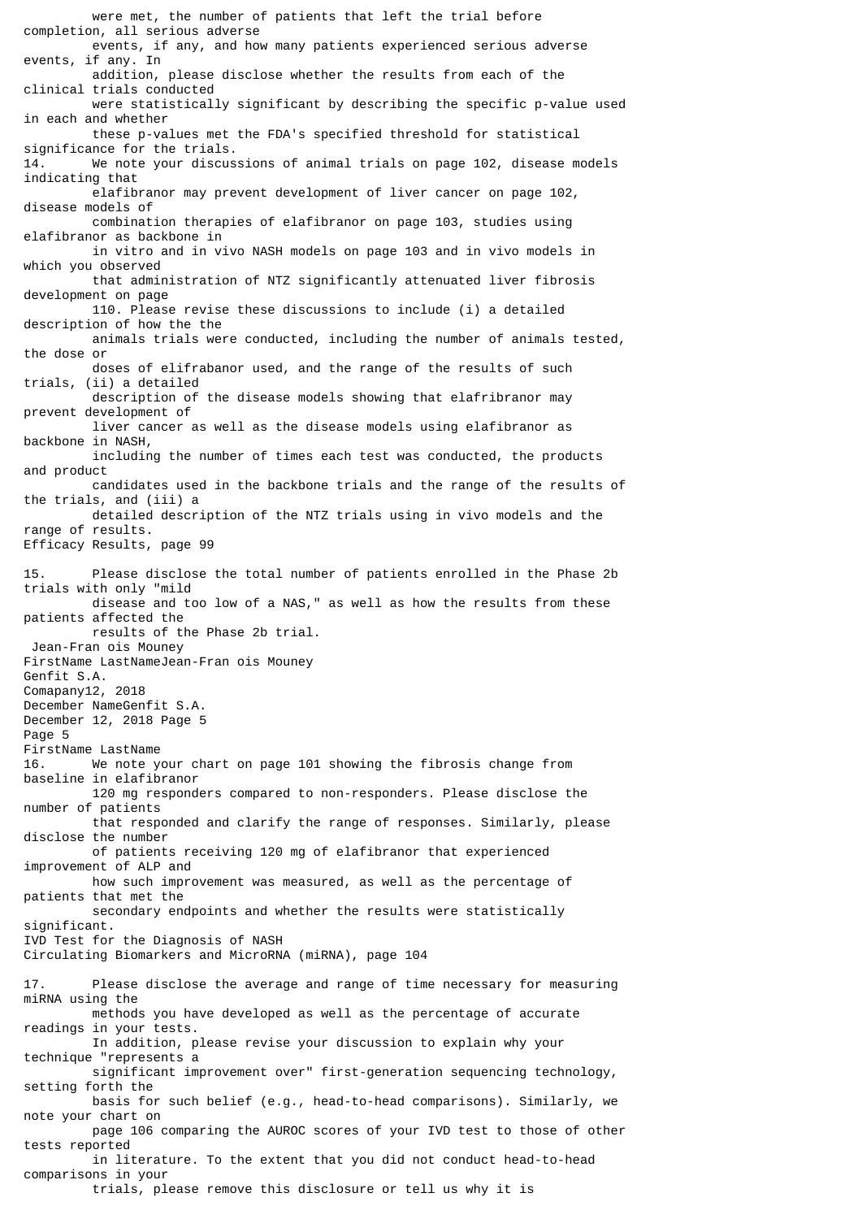were met, the number of patients that left the trial before completion, all serious adverse events, if any, and how many patients experienced serious adverse events, if any. In addition, please disclose whether the results from each of the clinical trials conducted were statistically significant by describing the specific p-value used in each and whether these p-values met the FDA's specified threshold for statistical significance for the trials.

14. We note your discussions of animal trials on page 102, disease models indicating that elafibranor may prevent development of liver cancer on page 102, disease models of combination therapies of elafibranor on page 103, studies using elafibranor as backbone in in vitro and in vivo NASH models on page 103 and in vivo models in which you observed that administration of NTZ significantly attenuated liver fibrosis development on page 110. Please revise these discussions to include (i) a detailed description of how the the animals trials were conducted, including the number of animals tested, the dose or doses of elifrabanor used, and the range of the results of such trials, (ii) a detailed description of the disease models showing that elafribranor may prevent development of liver cancer as well as the disease models using elafibranor as backbone in NASH, including the number of times each test was conducted, the products and product candidates used in the backbone trials and the range of the results of the trials, and (iii) a detailed description of the NTZ trials using in vivo models and the range of results.

Efficacy Results, page 99

15. Please disclose the total number of patients enrolled in the Phase 2b trials with only "mild disease and too low of a NAS," as well as how the results from these patients affected the results of the Phase 2b trial.

16. We note your chart on page 101 showing the fibrosis change from baseline in elafibranor 120 mg responders compared to non-responders. Please disclose the number of patients that responded and clarify the range of responses. Similarly, please disclose the number of patients receiving 120 mg of elafibranor that experienced improvement of ALP and how such improvement was measured, as well as the percentage of patients that met the secondary endpoints and whether the results were statistically significant.

IVD Test for the Diagnosis of NASH
Circulating Biomarkers and MicroRNA (miRNA), page 104

17. Please disclose the average and range of time necessary for measuring miRNA using the methods you have developed as well as the percentage of accurate readings in your tests. In addition, please revise your discussion to explain why your technique "represents a significant improvement over" first-generation sequencing technology, setting forth the basis for such belief (e.g., head-to-head comparisons). Similarly, we note your chart on page 106 comparing the AUROC scores of your IVD test to those of other tests reported in literature. To the extent that you did not conduct head-to-head comparisons in your trials, please remove this disclosure or tell us why it is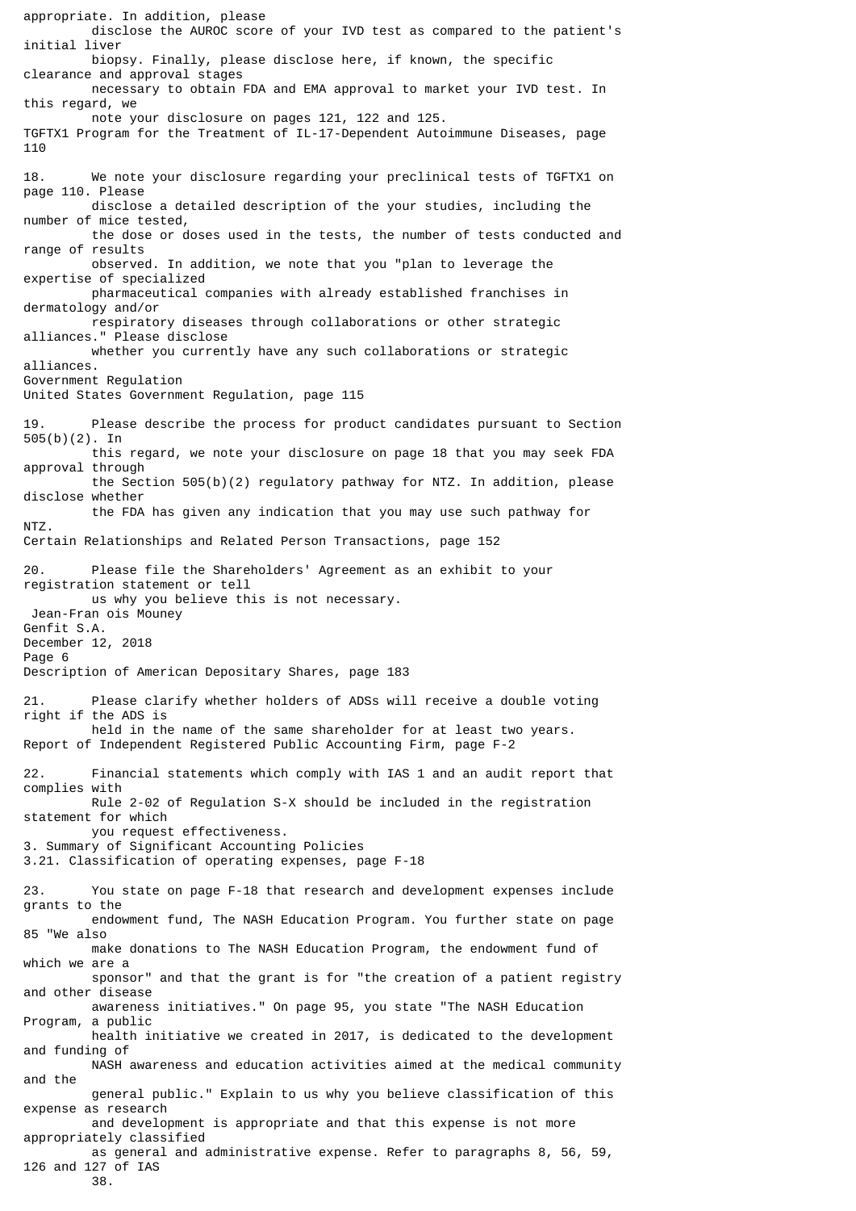appropriate. In addition, please disclose the AUROC score of your IVD test as compared to the patient's initial liver biopsy. Finally, please disclose here, if known, the specific clearance and approval stages necessary to obtain FDA and EMA approval to market your IVD test. In this regard, we note your disclosure on pages 121, 122 and 125.

TGFTX1 Program for the Treatment of IL-17-Dependent Autoimmune Diseases, page 110

18. We note your disclosure regarding your preclinical tests of TGFTX1 on page 110. Please disclose a detailed description of the your studies, including the number of mice tested, the dose or doses used in the tests, the number of tests conducted and range of results observed. In addition, we note that you "plan to leverage the expertise of specialized pharmaceutical companies with already established franchises in dermatology and/or respiratory diseases through collaborations or other strategic alliances." Please disclose whether you currently have any such collaborations or strategic alliances.

Government Regulation
United States Government Regulation, page 115

19. Please describe the process for product candidates pursuant to Section 505(b)(2). In this regard, we note your disclosure on page 18 that you may seek FDA approval through the Section 505(b)(2) regulatory pathway for NTZ. In addition, please disclose whether the FDA has given any indication that you may use such pathway for NTZ.

Certain Relationships and Related Person Transactions, page 152

20. Please file the Shareholders' Agreement as an exhibit to your registration statement or tell us why you believe this is not necessary.

Jean-Fran ois Mouney
Genfit S.A.
December 12, 2018

Description of American Depositary Shares, page 183

21. Please clarify whether holders of ADSs will receive a double voting right if the ADS is held in the name of the same shareholder for at least two years.

Report of Independent Registered Public Accounting Firm, page F-2

22. Financial statements which comply with IAS 1 and an audit report that complies with Rule 2-02 of Regulation S-X should be included in the registration statement for which you request effectiveness.

3. Summary of Significant Accounting Policies
3.21. Classification of operating expenses, page F-18

23. You state on page F-18 that research and development expenses include grants to the endowment fund, The NASH Education Program. You further state on page 85 "We also make donations to The NASH Education Program, the endowment fund of which we are a sponsor" and that the grant is for "the creation of a patient registry and other disease awareness initiatives." On page 95, you state "The NASH Education Program, a public health initiative we created in 2017, is dedicated to the development and funding of NASH awareness and education activities aimed at the medical community and the general public." Explain to us why you believe classification of this expense as research and development is appropriate and that this expense is not more appropriately classified as general and administrative expense. Refer to paragraphs 8, 56, 59, 126 and 127 of IAS 38.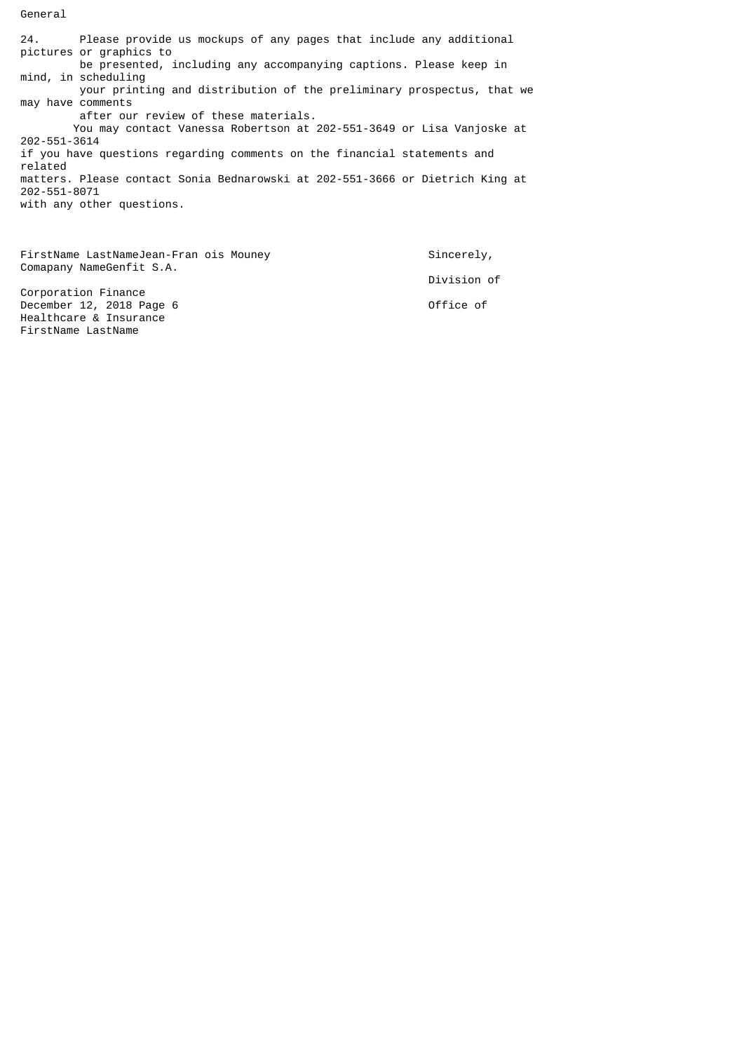General

24. Please provide us mockups of any pages that include any additional pictures or graphics to be presented, including any accompanying captions. Please keep in mind, in scheduling your printing and distribution of the preliminary prospectus, that we may have comments after our review of these materials.

You may contact Vanessa Robertson at 202-551-3649 or Lisa Vanjoske at 202-551-3614 if you have questions regarding comments on the financial statements and related matters. Please contact Sonia Bednarowski at 202-551-3666 or Dietrich King at 202-551-8071 with any other questions.

Sincerely,

Division of Corporation Finance
Office of Healthcare & Insurance

FirstName LastNameJean-Fran ois Mouney
Comapany NameGenfit S.A.
December 12, 2018 Page 6
FirstName LastName